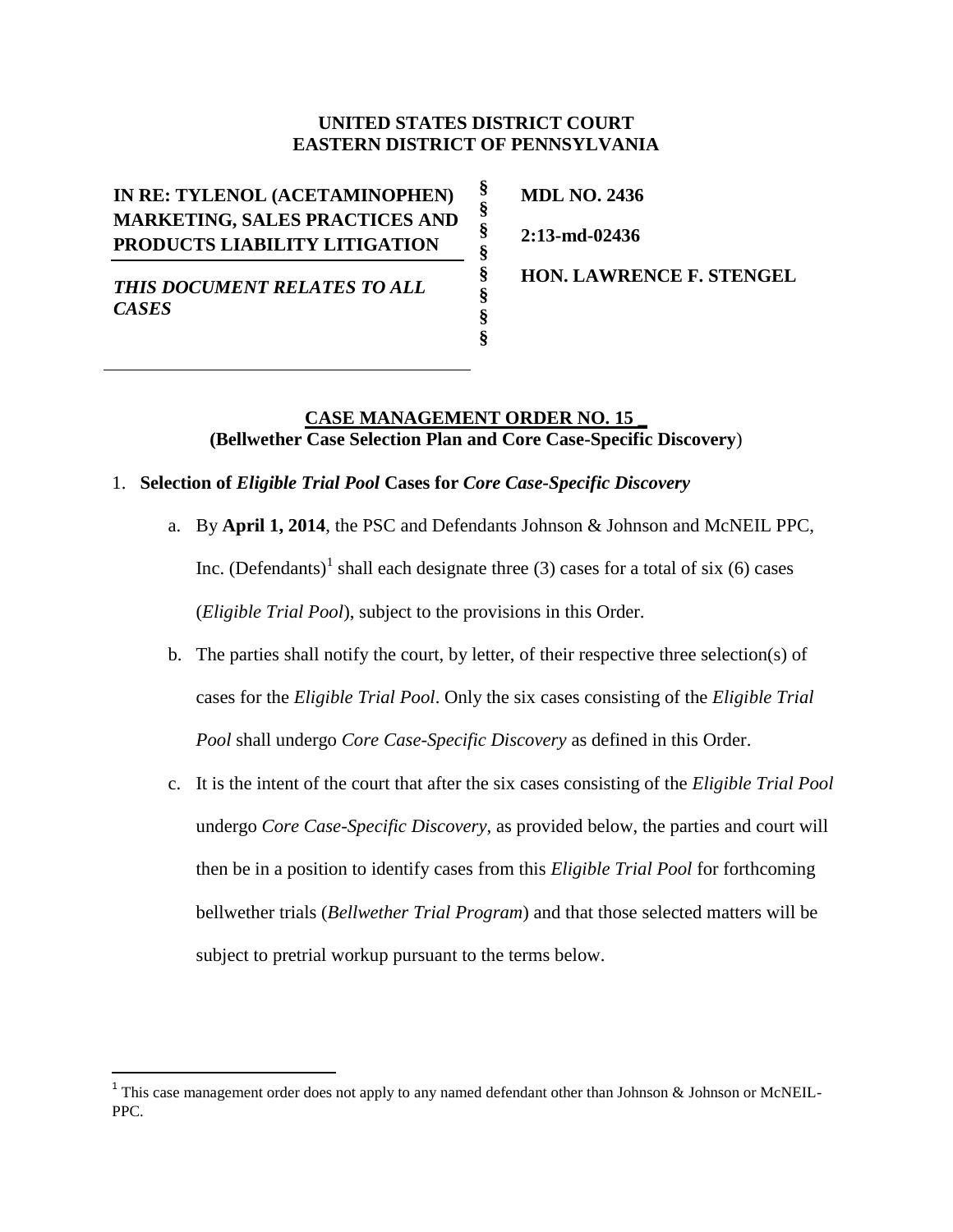**UNITED STATES DISTRICT COURT**
**EASTERN DISTRICT OF PENNSYLVANIA**

| | | |
|---|---|---|
| **IN RE: TYLENOL (ACETAMINOPHEN) MARKETING, SALES PRACTICES AND PRODUCTS LIABILITY LITIGATION** | § § § § | **MDL NO. 2436** **2:13-md-02436** |
| ***THIS DOCUMENT RELATES TO ALL CASES*** | § § § § | **HON. LAWRENCE F. STENGEL** |

**CASE MANAGEMENT ORDER NO. 15 _**
**(Bellwether Case Selection Plan and Core Case-Specific Discovery)**

1. **Selection of *Eligible Trial Pool* Cases for *Core Case-Specific Discovery***

   a. By **April 1, 2014**, the PSC and Defendants Johnson & Johnson and McNEIL PPC, Inc. (Defendants)[1] shall each designate three (3) cases for a total of six (6) cases (*Eligible Trial Pool*), subject to the provisions in this Order.

   b. The parties shall notify the court, by letter, of their respective three selection(s) of cases for the *Eligible Trial Pool*. Only the six cases consisting of the *Eligible Trial Pool* shall undergo *Core Case-Specific Discovery* as defined in this Order.

   c. It is the intent of the court that after the six cases consisting of the *Eligible Trial Pool* undergo *Core Case-Specific Discovery*, as provided below, the parties and court will then be in a position to identify cases from this *Eligible Trial Pool* for forthcoming bellwether trials (*Bellwether Trial Program*) and that those selected matters will be subject to pretrial workup pursuant to the terms below.

---

[1] This case management order does not apply to any named defendant other than Johnson & Johnson or McNEIL-PPC.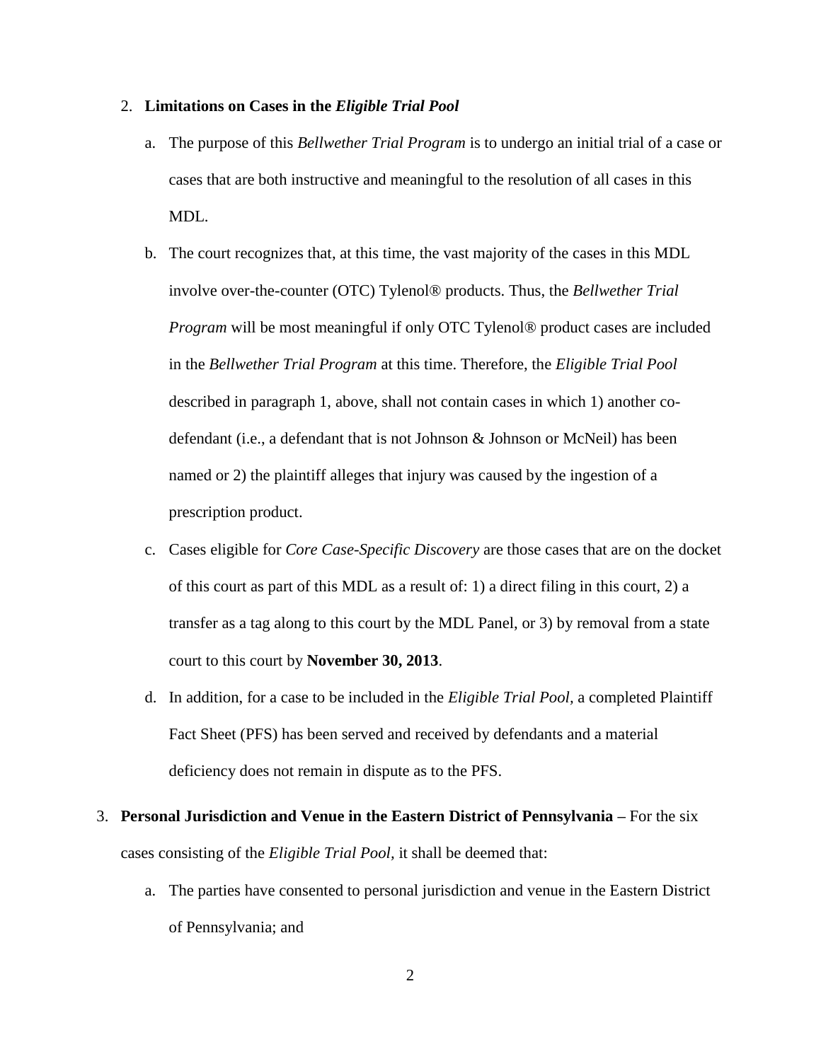2. **Limitations on Cases in the *Eligible Trial Pool***

   a. The purpose of this *Bellwether Trial Program* is to undergo an initial trial of a case or cases that are both instructive and meaningful to the resolution of all cases in this MDL.

   b. The court recognizes that, at this time, the vast majority of the cases in this MDL involve over-the-counter (OTC) Tylenol® products. Thus, the *Bellwether Trial Program* will be most meaningful if only OTC Tylenol® product cases are included in the *Bellwether Trial Program* at this time. Therefore, the *Eligible Trial Pool* described in paragraph 1, above, shall not contain cases in which 1) another co-defendant (i.e., a defendant that is not Johnson & Johnson or McNeil) has been named or 2) the plaintiff alleges that injury was caused by the ingestion of a prescription product.

   c. Cases eligible for *Core Case-Specific Discovery* are those cases that are on the docket of this court as part of this MDL as a result of: 1) a direct filing in this court, 2) a transfer as a tag along to this court by the MDL Panel, or 3) by removal from a state court to this court by **November 30, 2013**.

   d. In addition, for a case to be included in the *Eligible Trial Pool*, a completed Plaintiff Fact Sheet (PFS) has been served and received by defendants and a material deficiency does not remain in dispute as to the PFS.

3. **Personal Jurisdiction and Venue in the Eastern District of Pennsylvania –** For the six cases consisting of the *Eligible Trial Pool*, it shall be deemed that:

   a. The parties have consented to personal jurisdiction and venue in the Eastern District of Pennsylvania; and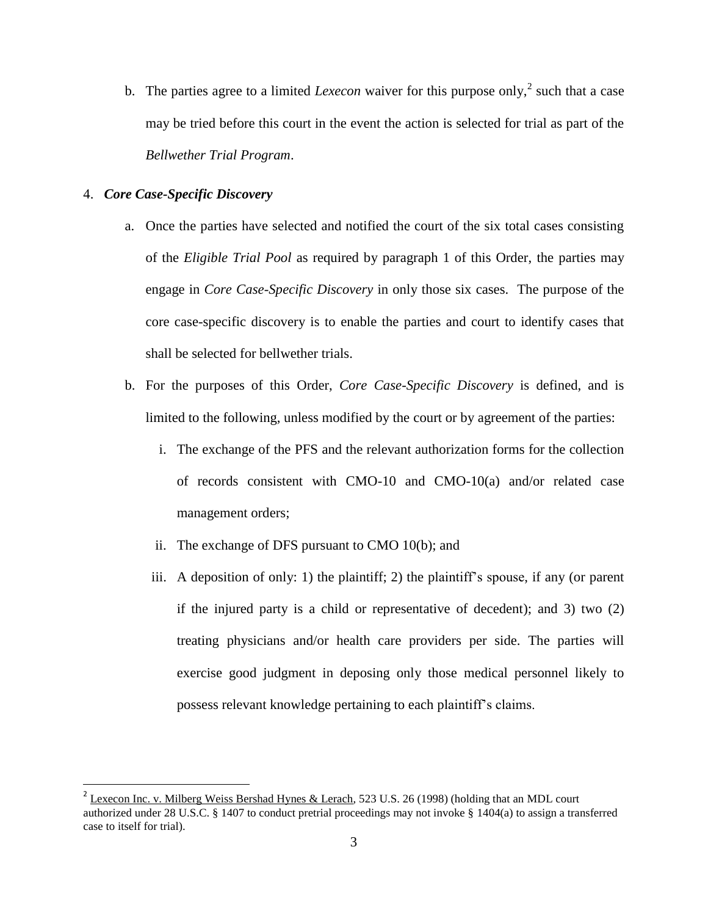b. The parties agree to a limited *Lexecon* waiver for this purpose only,[2] such that a case may be tried before this court in the event the action is selected for trial as part of the *Bellwether Trial Program*.

4. ***Core Case-Specific Discovery***

   a. Once the parties have selected and notified the court of the six total cases consisting of the *Eligible Trial Pool* as required by paragraph 1 of this Order, the parties may engage in *Core Case-Specific Discovery* in only those six cases. The purpose of the core case-specific discovery is to enable the parties and court to identify cases that shall be selected for bellwether trials.

   b. For the purposes of this Order, *Core Case-Specific Discovery* is defined, and is limited to the following, unless modified by the court or by agreement of the parties:

      i. The exchange of the PFS and the relevant authorization forms for the collection of records consistent with CMO-10 and CMO-10(a) and/or related case management orders;

      ii. The exchange of DFS pursuant to CMO 10(b); and

      iii. A deposition of only: 1) the plaintiff; 2) the plaintiff's spouse, if any (or parent if the injured party is a child or representative of decedent); and 3) two (2) treating physicians and/or health care providers per side. The parties will exercise good judgment in deposing only those medical personnel likely to possess relevant knowledge pertaining to each plaintiff's claims.

---

[2] Lexecon Inc. v. Milberg Weiss Bershad Hynes & Lerach, 523 U.S. 26 (1998) (holding that an MDL court authorized under 28 U.S.C. § 1407 to conduct pretrial proceedings may not invoke § 1404(a) to assign a transferred case to itself for trial).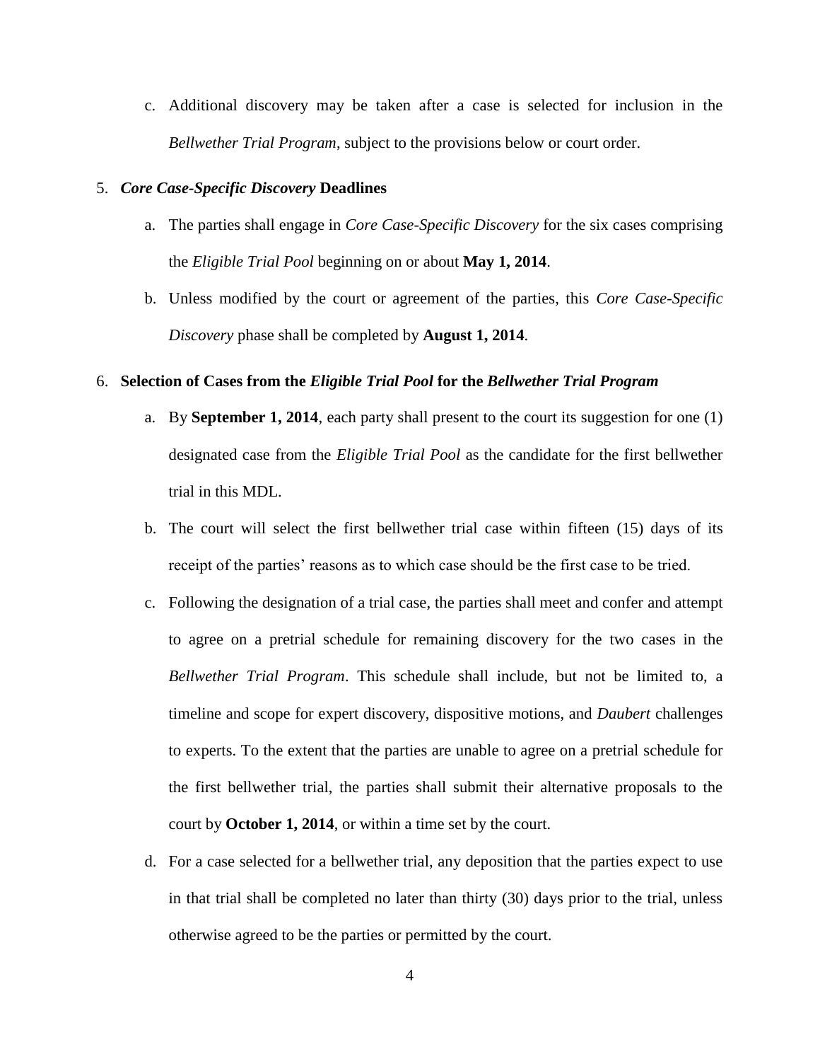c. Additional discovery may be taken after a case is selected for inclusion in the *Bellwether Trial Program*, subject to the provisions below or court order.

5. ***Core Case-Specific Discovery* Deadlines**

   a. The parties shall engage in *Core Case-Specific Discovery* for the six cases comprising the *Eligible Trial Pool* beginning on or about **May 1, 2014**.

   b. Unless modified by the court or agreement of the parties, this *Core Case-Specific Discovery* phase shall be completed by **August 1, 2014**.

6. **Selection of Cases from the *Eligible Trial Pool* for the *Bellwether Trial Program***

   a. By **September 1, 2014**, each party shall present to the court its suggestion for one (1) designated case from the *Eligible Trial Pool* as the candidate for the first bellwether trial in this MDL.

   b. The court will select the first bellwether trial case within fifteen (15) days of its receipt of the parties' reasons as to which case should be the first case to be tried.

   c. Following the designation of a trial case, the parties shall meet and confer and attempt to agree on a pretrial schedule for remaining discovery for the two cases in the *Bellwether Trial Program*. This schedule shall include, but not be limited to, a timeline and scope for expert discovery, dispositive motions, and *Daubert* challenges to experts. To the extent that the parties are unable to agree on a pretrial schedule for the first bellwether trial, the parties shall submit their alternative proposals to the court by **October 1, 2014**, or within a time set by the court.

   d. For a case selected for a bellwether trial, any deposition that the parties expect to use in that trial shall be completed no later than thirty (30) days prior to the trial, unless otherwise agreed to be the parties or permitted by the court.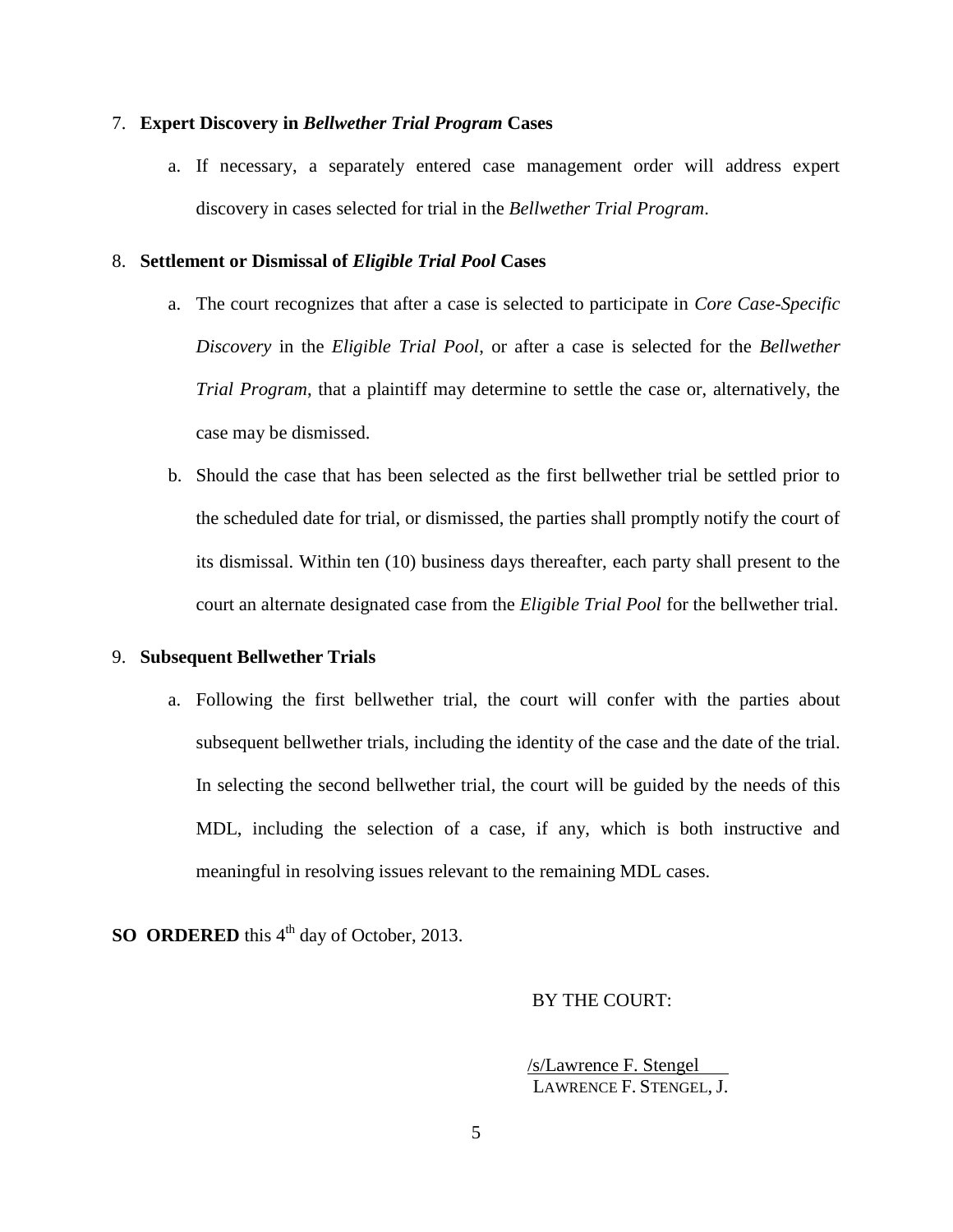7. **Expert Discovery in *Bellwether Trial Program* Cases**

   a. If necessary, a separately entered case management order will address expert discovery in cases selected for trial in the *Bellwether Trial Program*.

8. **Settlement or Dismissal of *Eligible Trial Pool* Cases**

   a. The court recognizes that after a case is selected to participate in *Core Case-Specific Discovery* in the *Eligible Trial Pool*, or after a case is selected for the *Bellwether Trial Program*, that a plaintiff may determine to settle the case or, alternatively, the case may be dismissed.

   b. Should the case that has been selected as the first bellwether trial be settled prior to the scheduled date for trial, or dismissed, the parties shall promptly notify the court of its dismissal. Within ten (10) business days thereafter, each party shall present to the court an alternate designated case from the *Eligible Trial Pool* for the bellwether trial.

9. **Subsequent Bellwether Trials**

   a. Following the first bellwether trial, the court will confer with the parties about subsequent bellwether trials, including the identity of the case and the date of the trial. In selecting the second bellwether trial, the court will be guided by the needs of this MDL, including the selection of a case, if any, which is both instructive and meaningful in resolving issues relevant to the remaining MDL cases.

**SO ORDERED** this 4th day of October, 2013.

BY THE COURT:

/s/Lawrence F. Stengel
LAWRENCE F. STENGEL, J.